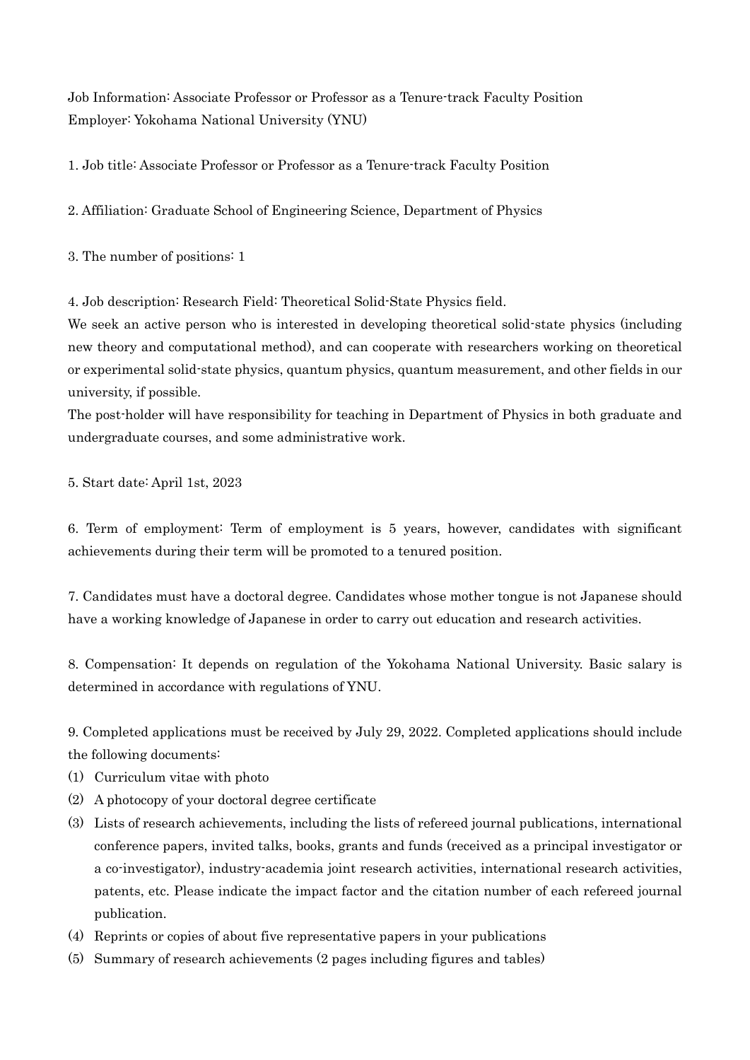Job Information: Associate Professor or Professor as a Tenure-track Faculty Position
Employer: Yokohama National University (YNU)

1. Job title: Associate Professor or Professor as a Tenure-track Faculty Position

2. Affiliation: Graduate School of Engineering Science, Department of Physics

3. The number of positions: 1

4. Job description: Research Field: Theoretical Solid-State Physics field.
We seek an active person who is interested in developing theoretical solid-state physics (including new theory and computational method), and can cooperate with researchers working on theoretical or experimental solid-state physics, quantum physics, quantum measurement, and other fields in our university, if possible.
The post-holder will have responsibility for teaching in Department of Physics in both graduate and undergraduate courses, and some administrative work.

5. Start date: April 1st, 2023

6. Term of employment: Term of employment is 5 years, however, candidates with significant achievements during their term will be promoted to a tenured position.

7. Candidates must have a doctoral degree. Candidates whose mother tongue is not Japanese should have a working knowledge of Japanese in order to carry out education and research activities.

8. Compensation: It depends on regulation of the Yokohama National University. Basic salary is determined in accordance with regulations of YNU.

9. Completed applications must be received by July 29, 2022. Completed applications should include the following documents:

(1) Curriculum vitae with photo
(2) A photocopy of your doctoral degree certificate
(3) Lists of research achievements, including the lists of refereed journal publications, international conference papers, invited talks, books, grants and funds (received as a principal investigator or a co-investigator), industry-academia joint research activities, international research activities, patents, etc. Please indicate the impact factor and the citation number of each refereed journal publication.
(4) Reprints or copies of about five representative papers in your publications
(5) Summary of research achievements (2 pages including figures and tables)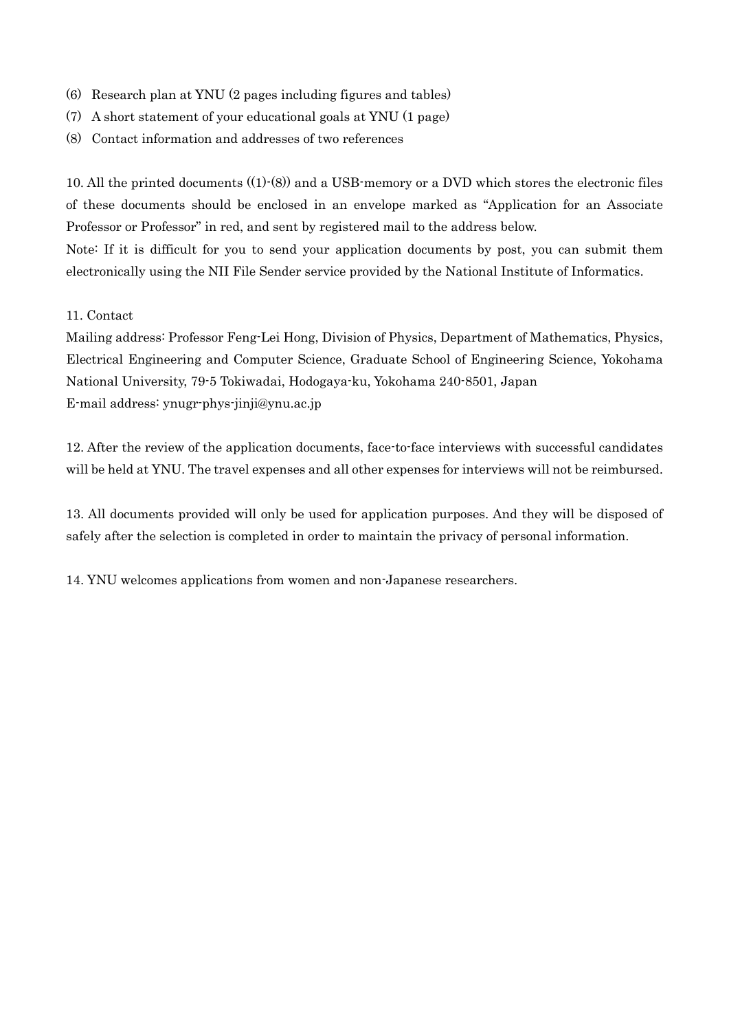(6) Research plan at YNU (2 pages including figures and tables)

(7) A short statement of your educational goals at YNU (1 page)

(8) Contact information and addresses of two references

10. All the printed documents ((1)-(8)) and a USB-memory or a DVD which stores the electronic files of these documents should be enclosed in an envelope marked as "Application for an Associate Professor or Professor" in red, and sent by registered mail to the address below.

Note: If it is difficult for you to send your application documents by post, you can submit them electronically using the NII File Sender service provided by the National Institute of Informatics.

11. Contact

Mailing address: Professor Feng-Lei Hong, Division of Physics, Department of Mathematics, Physics, Electrical Engineering and Computer Science, Graduate School of Engineering Science, Yokohama National University, 79-5 Tokiwadai, Hodogaya-ku, Yokohama 240-8501, Japan

E-mail address: ynugr-phys-jinji@ynu.ac.jp

12. After the review of the application documents, face-to-face interviews with successful candidates will be held at YNU. The travel expenses and all other expenses for interviews will not be reimbursed.

13. All documents provided will only be used for application purposes. And they will be disposed of safely after the selection is completed in order to maintain the privacy of personal information.

14. YNU welcomes applications from women and non-Japanese researchers.